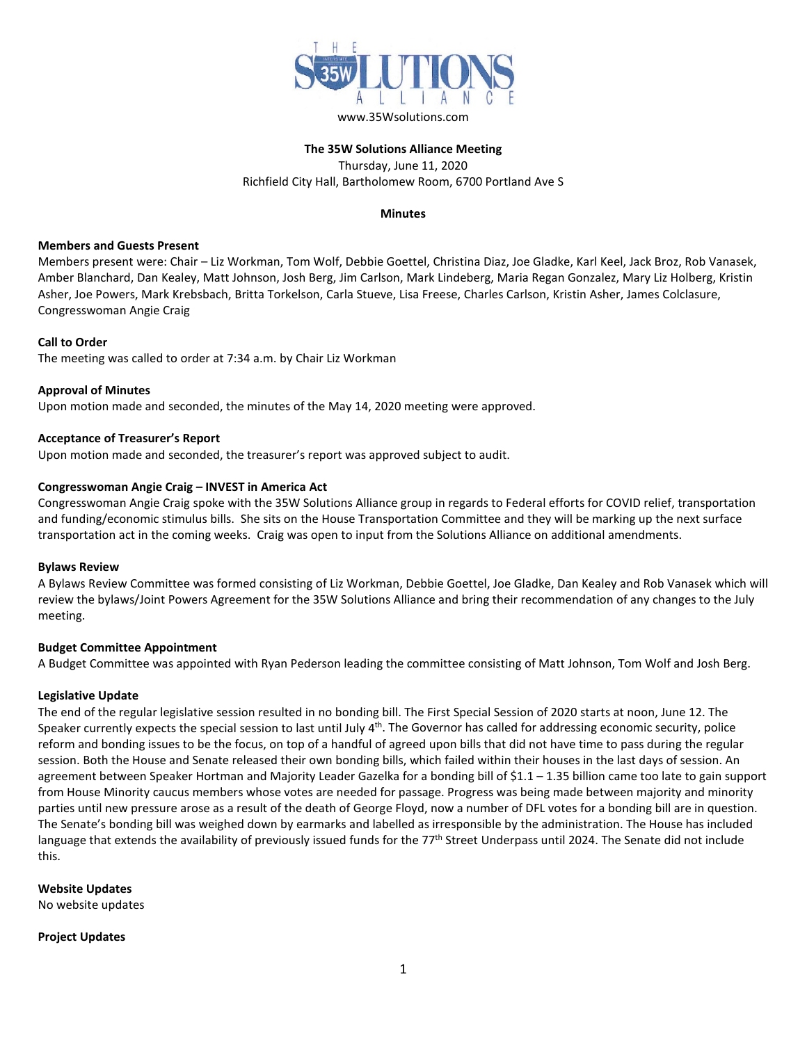The Solutions Alliance

www.35Wsolutions.com

**The 35W Solutions Alliance Meeting**

Thursday, June 11, 2020

Richfield City Hall, Bartholomew Room, 6700 Portland Ave S

**Minutes**

**Members and Guests Present**

Members present were: Chair – Liz Workman, Tom Wolf, Debbie Goettel, Christina Diaz, Joe Gladke, Karl Keel, Jack Broz, Rob Vanasek, Amber Blanchard, Dan Kealey, Matt Johnson, Josh Berg, Jim Carlson, Mark Lindeberg, Maria Regan Gonzalez, Mary Liz Holberg, Kristin Asher, Joe Powers, Mark Krebsbach, Britta Torkelson, Carla Stueve, Lisa Freese, Charles Carlson, Kristin Asher, James Colclasure, Congresswoman Angie Craig

**Call to Order**

The meeting was called to order at 7:34 a.m. by Chair Liz Workman

**Approval of Minutes**

Upon motion made and seconded, the minutes of the May 14, 2020 meeting were approved.

**Acceptance of Treasurer's Report**

Upon motion made and seconded, the treasurer's report was approved subject to audit.

**Congresswoman Angie Craig – INVEST in America Act**

Congresswoman Angie Craig spoke with the 35W Solutions Alliance group in regards to Federal efforts for COVID relief, transportation and funding/economic stimulus bills. She sits on the House Transportation Committee and they will be marking up the next surface transportation act in the coming weeks. Craig was open to input from the Solutions Alliance on additional amendments.

**Bylaws Review**

A Bylaws Review Committee was formed consisting of Liz Workman, Debbie Goettel, Joe Gladke, Dan Kealey and Rob Vanasek which will review the bylaws/Joint Powers Agreement for the 35W Solutions Alliance and bring their recommendation of any changes to the July meeting.

**Budget Committee Appointment**

A Budget Committee was appointed with Ryan Pederson leading the committee consisting of Matt Johnson, Tom Wolf and Josh Berg.

**Legislative Update**

The end of the regular legislative session resulted in no bonding bill. The First Special Session of 2020 starts at noon, June 12. The Speaker currently expects the special session to last until July 4th. The Governor has called for addressing economic security, police reform and bonding issues to be the focus, on top of a handful of agreed upon bills that did not have time to pass during the regular session. Both the House and Senate released their own bonding bills, which failed within their houses in the last days of session. An agreement between Speaker Hortman and Majority Leader Gazelka for a bonding bill of $1.1 – 1.35 billion came too late to gain support from House Minority caucus members whose votes are needed for passage. Progress was being made between majority and minority parties until new pressure arose as a result of the death of George Floyd, now a number of DFL votes for a bonding bill are in question. The Senate's bonding bill was weighed down by earmarks and labelled as irresponsible by the administration. The House has included language that extends the availability of previously issued funds for the 77th Street Underpass until 2024. The Senate did not include this.

**Website Updates**

No website updates

**Project Updates**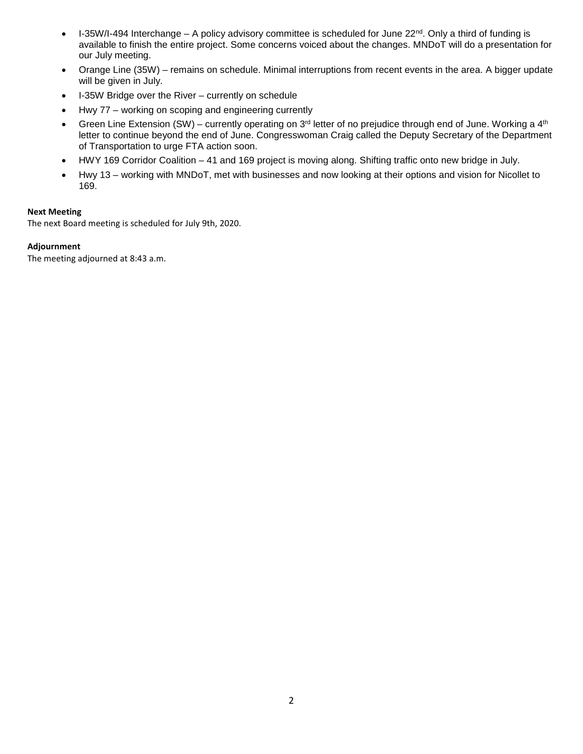- I-35W/I-494 Interchange – A policy advisory committee is scheduled for June 22nd. Only a third of funding is available to finish the entire project. Some concerns voiced about the changes. MNDoT will do a presentation for our July meeting.
- Orange Line (35W) – remains on schedule. Minimal interruptions from recent events in the area. A bigger update will be given in July.
- I-35W Bridge over the River – currently on schedule
- Hwy 77 – working on scoping and engineering currently
- Green Line Extension (SW) – currently operating on 3rd letter of no prejudice through end of June. Working a 4th letter to continue beyond the end of June. Congresswoman Craig called the Deputy Secretary of the Department of Transportation to urge FTA action soon.
- HWY 169 Corridor Coalition – 41 and 169 project is moving along. Shifting traffic onto new bridge in July.
- Hwy 13 – working with MNDoT, met with businesses and now looking at their options and vision for Nicollet to 169.

**Next Meeting**

The next Board meeting is scheduled for July 9th, 2020.

**Adjournment**

The meeting adjourned at 8:43 a.m.